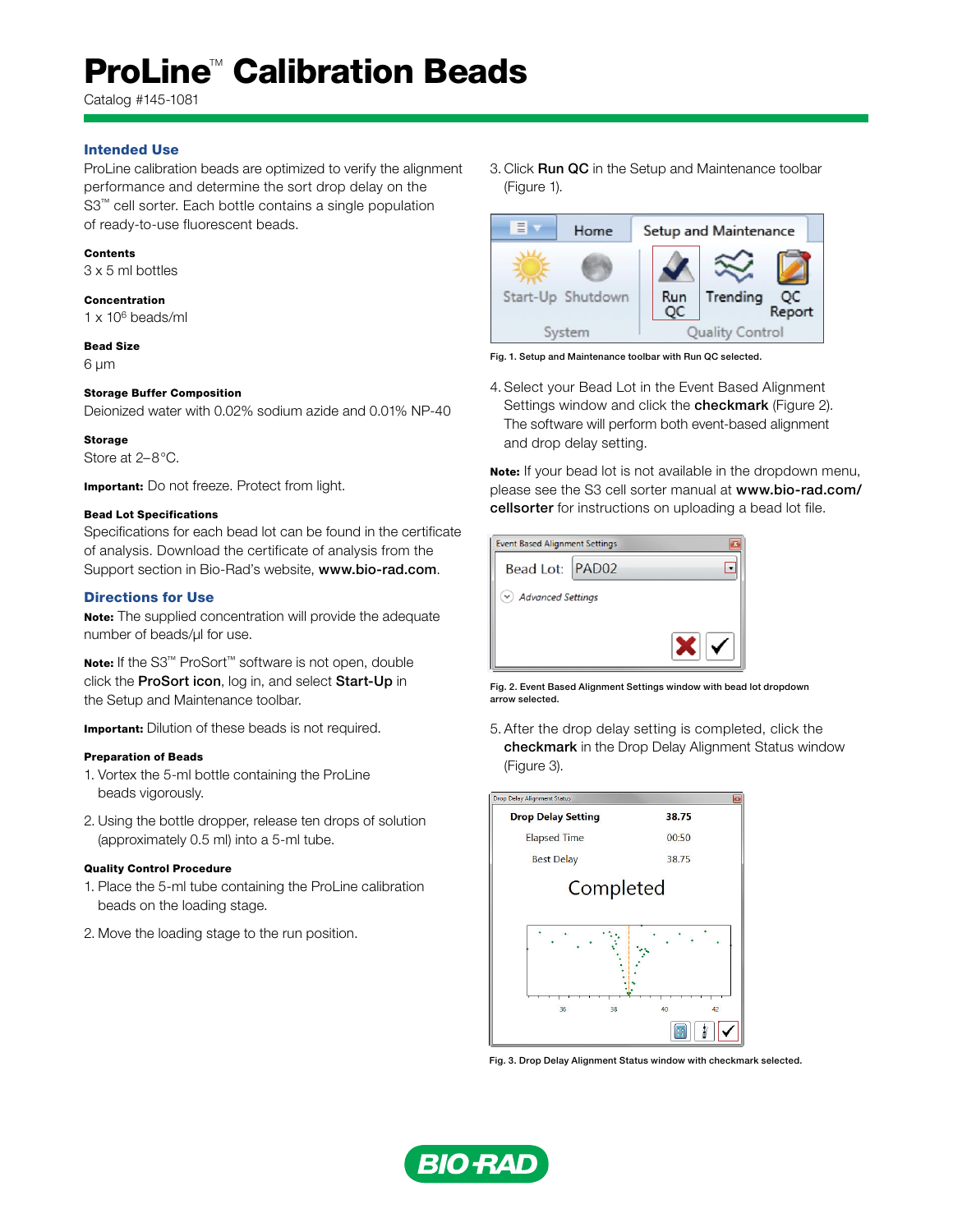# ProLine™ Calibration Beads

Catalog #145-1081

## Intended Use

ProLine calibration beads are optimized to verify the alignment performance and determine the sort drop delay on the S3™ cell sorter. Each bottle contains a single population of ready-to-use fluorescent beads.

**Contents**

3 x 5 ml bottles

**Concentration**

1 x $10^6$ beads/ml

**Bead Size**

6 µm

**Storage Buffer Composition**

Deionized water with 0.02% sodium azide and 0.01% NP-40

**Storage**

Store at 2–8°C.

**Important:** Do not freeze. Protect from light.

**Bead Lot Specifications**

Specifications for each bead lot can be found in the certificate of analysis. Download the certificate of analysis from the Support section in Bio-Rad's website, **www.bio-rad.com**.

## Directions for Use

**Note:** The supplied concentration will provide the adequate number of beads/µl for use.

**Note:** If the S3™ ProSort™ software is not open, double click the **ProSort icon**, log in, and select **Start-Up** in the Setup and Maintenance toolbar.

**Important:** Dilution of these beads is not required.

**Preparation of Beads**

1. Vortex the 5-ml bottle containing the ProLine beads vigorously.
2. Using the bottle dropper, release ten drops of solution (approximately 0.5 ml) into a 5-ml tube.

**Quality Control Procedure**

1. Place the 5-ml tube containing the ProLine calibration beads on the loading stage.
2. Move the loading stage to the run position.
3. Click **Run QC** in the Setup and Maintenance toolbar (Figure 1).

Fig. 1. Setup and Maintenance toolbar with Run QC selected.

4. Select your Bead Lot in the Event Based Alignment Settings window and click the **checkmark** (Figure 2). The software will perform both event-based alignment and drop delay setting.

**Note:** If your bead lot is not available in the dropdown menu, please see the S3 cell sorter manual at **www.bio-rad.com/cellsorter** for instructions on uploading a bead lot file.

Fig. 2. Event Based Alignment Settings window with bead lot dropdown arrow selected.

5. After the drop delay setting is completed, click the **checkmark** in the Drop Delay Alignment Status window (Figure 3).

Fig. 3. Drop Delay Alignment Status window with checkmark selected.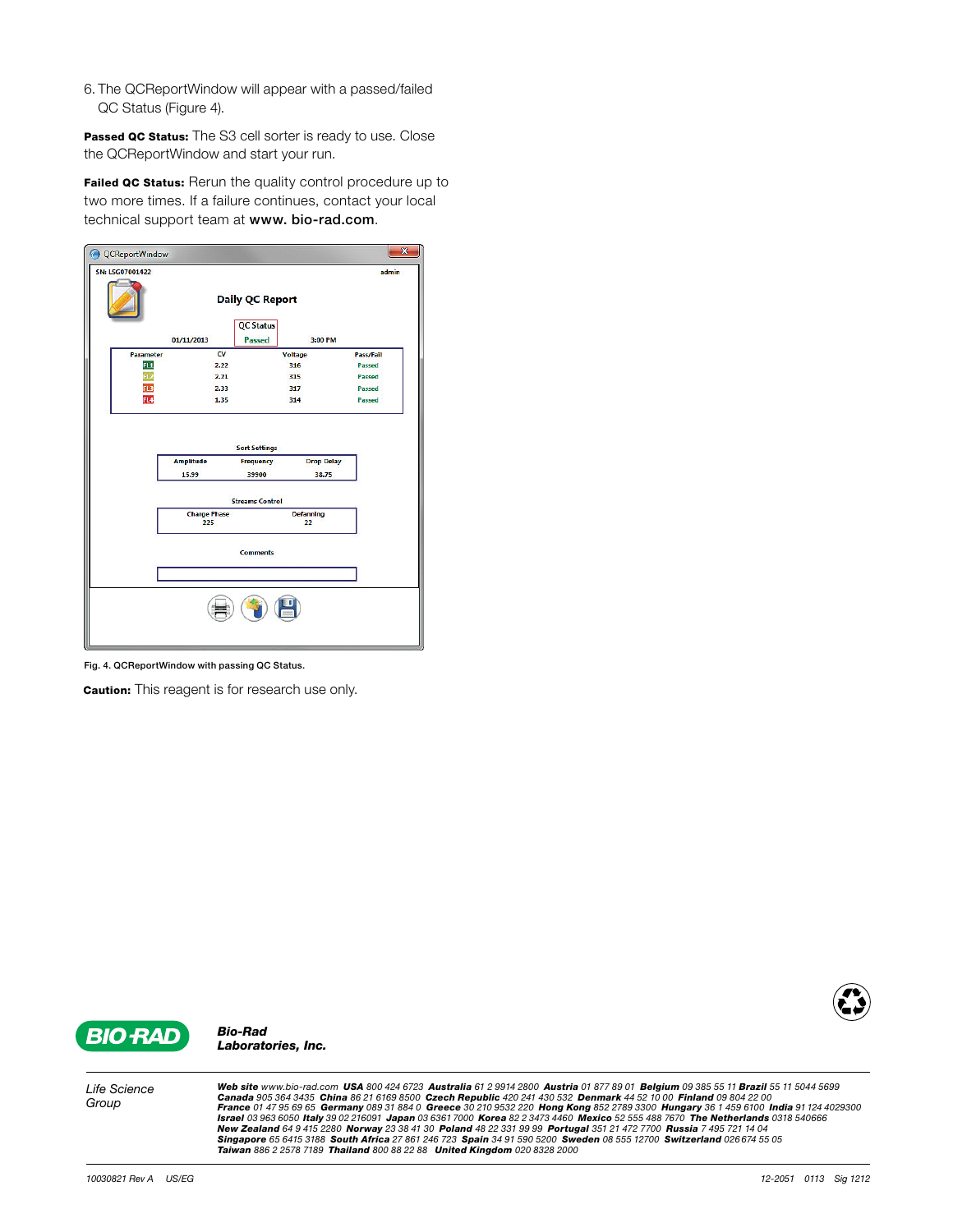6. The QCReportWindow will appear with a passed/failed QC Status (Figure 4).

**Passed QC Status:** The S3 cell sorter is ready to use. Close the QCReportWindow and start your run.

**Failed QC Status:** Rerun the quality control procedure up to two more times. If a failure continues, contact your local technical support team at **www. bio-rad.com**.

QCReportWindow

SN: LSG07001422 admin

Daily QC Report

QC Status
Passed

01/11/2013 3:00 PM

| Parameter | CV | Voltage | Pass/Fail |
|---|---|---|---|
| FL1 | 2.22 | 316 | Passed |
| FL2 | 2.21 | 315 | Passed |
| FL3 | 2.33 | 317 | Passed |
| FL4 | 1.35 | 314 | Passed |

Sort Settings

| Amplitude | Frequency | Drop Delay |
|---|---|---|
| 15.99 | 39900 | 38.75 |

Streams Control

| Charge Phase | Defanning |
|---|---|
| 225 | 22 |

Comments

Fig. 4. QCReportWindow with passing QC Status.

**Caution:** This reagent is for research use only.

*Bio-Rad Laboratories, Inc.*

*Life Science Group*

***Web site** www.bio-rad.com **USA** 800 424 6723 **Australia** 61 2 9914 2800 **Austria** 01 877 89 01 **Belgium** 09 385 55 11 **Brazil** 55 11 5044 5699 **Canada** 905 364 3435 **China** 86 21 6169 8500 **Czech Republic** 420 241 430 532 **Denmark** 44 52 10 00 **Finland** 09 804 22 00 **France** 01 47 95 69 65 **Germany** 089 31 884 0 **Greece** 30 210 9532 220 **Hong Kong** 852 2789 3300 **Hungary** 36 1 459 6100 **India** 91 124 4029300 **Israel** 03 963 6050 **Italy** 39 02 216091 **Japan** 03 6361 7000 **Korea** 82 2 3473 4460 **Mexico** 52 555 488 7670 **The Netherlands** 0318 540666 **New Zealand** 64 9 415 2280 **Norway** 23 38 41 30 **Poland** 48 22 331 99 99 **Portugal** 351 21 472 7700 **Russia** 7 495 721 14 04 **Singapore** 65 6415 3188 **South Africa** 27 861 246 723 **Spain** 34 91 590 5200 **Sweden** 08 555 12700 **Switzerland** 026 674 55 05 **Taiwan** 886 2 2578 7189 **Thailand** 800 88 22 88 **United Kingdom** 020 8328 2000*

*10030821 Rev A US/EG* *12-2051 0113 Sig 1212*